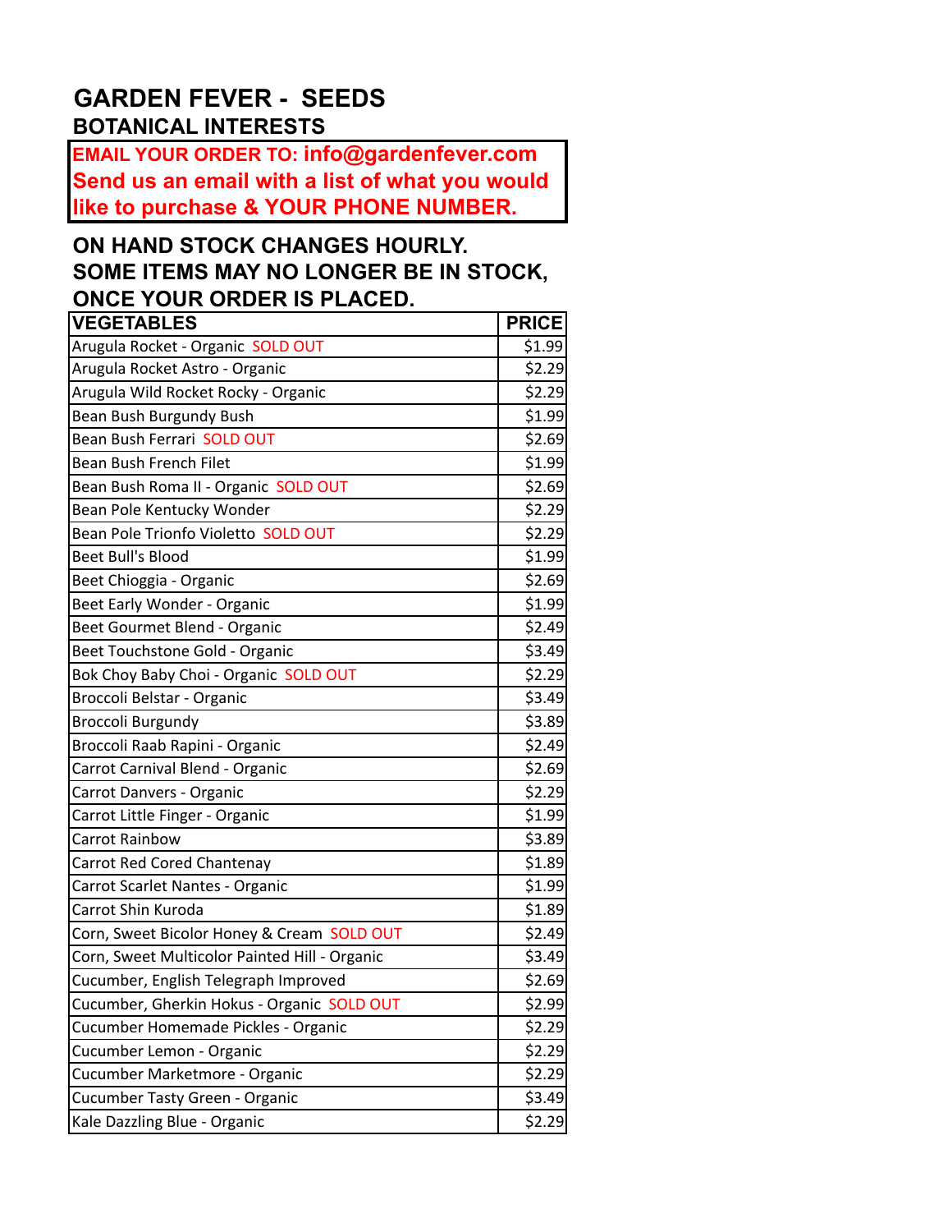# GARDEN FEVER - SEEDS

## BOTANICAL INTERESTS

**EMAIL YOUR ORDER TO: info@gardenfever.com**
**Send us an email with a list of what you would like to purchase & YOUR PHONE NUMBER.**

**ON HAND STOCK CHANGES HOURLY. SOME ITEMS MAY NO LONGER BE IN STOCK, ONCE YOUR ORDER IS PLACED.**

| VEGETABLES | PRICE |
|---|---|
| Arugula Rocket - Organic SOLD OUT | $1.99 |
| Arugula Rocket Astro - Organic | $2.29 |
| Arugula Wild Rocket Rocky - Organic | $2.29 |
| Bean Bush Burgundy Bush | $1.99 |
| Bean Bush Ferrari SOLD OUT | $2.69 |
| Bean Bush French Filet | $1.99 |
| Bean Bush Roma II - Organic SOLD OUT | $2.69 |
| Bean Pole Kentucky Wonder | $2.29 |
| Bean Pole Trionfo Violetto SOLD OUT | $2.29 |
| Beet Bull's Blood | $1.99 |
| Beet Chioggia - Organic | $2.69 |
| Beet Early Wonder - Organic | $1.99 |
| Beet Gourmet Blend - Organic | $2.49 |
| Beet Touchstone Gold - Organic | $3.49 |
| Bok Choy Baby Choi - Organic SOLD OUT | $2.29 |
| Broccoli Belstar - Organic | $3.49 |
| Broccoli Burgundy | $3.89 |
| Broccoli Raab Rapini - Organic | $2.49 |
| Carrot Carnival Blend - Organic | $2.69 |
| Carrot Danvers - Organic | $2.29 |
| Carrot Little Finger - Organic | $1.99 |
| Carrot Rainbow | $3.89 |
| Carrot Red Cored Chantenay | $1.89 |
| Carrot Scarlet Nantes - Organic | $1.99 |
| Carrot Shin Kuroda | $1.89 |
| Corn, Sweet Bicolor Honey & Cream SOLD OUT | $2.49 |
| Corn, Sweet Multicolor Painted Hill - Organic | $3.49 |
| Cucumber, English Telegraph Improved | $2.69 |
| Cucumber, Gherkin Hokus - Organic SOLD OUT | $2.99 |
| Cucumber Homemade Pickles - Organic | $2.29 |
| Cucumber Lemon - Organic | $2.29 |
| Cucumber Marketmore - Organic | $2.29 |
| Cucumber Tasty Green - Organic | $3.49 |
| Kale Dazzling Blue - Organic | $2.29 |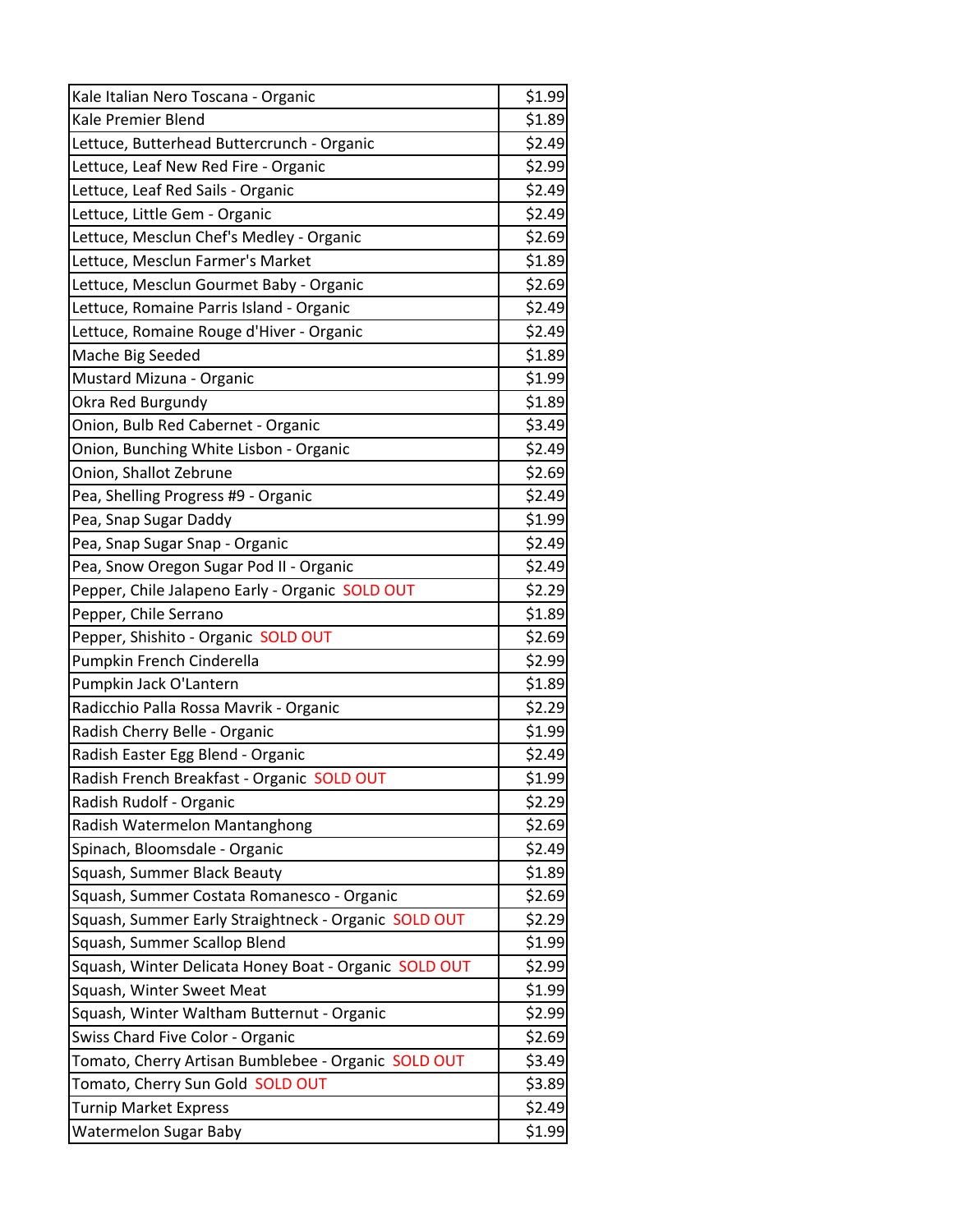| Kale Italian Nero Toscana - Organic | $1.99 |
|---|---|
| Kale Premier Blend | $1.89 |
| Lettuce, Butterhead Buttercrunch - Organic | $2.49 |
| Lettuce, Leaf New Red Fire - Organic | $2.99 |
| Lettuce, Leaf Red Sails - Organic | $2.49 |
| Lettuce, Little Gem - Organic | $2.49 |
| Lettuce, Mesclun Chef's Medley - Organic | $2.69 |
| Lettuce, Mesclun Farmer's Market | $1.89 |
| Lettuce, Mesclun Gourmet Baby - Organic | $2.69 |
| Lettuce, Romaine Parris Island - Organic | $2.49 |
| Lettuce, Romaine Rouge d'Hiver - Organic | $2.49 |
| Mache Big Seeded | $1.89 |
| Mustard Mizuna - Organic | $1.99 |
| Okra Red Burgundy | $1.89 |
| Onion, Bulb Red Cabernet - Organic | $3.49 |
| Onion, Bunching White Lisbon - Organic | $2.49 |
| Onion, Shallot Zebrune | $2.69 |
| Pea, Shelling Progress #9 - Organic | $2.49 |
| Pea, Snap Sugar Daddy | $1.99 |
| Pea, Snap Sugar Snap - Organic | $2.49 |
| Pea, Snow Oregon Sugar Pod II - Organic | $2.49 |
| Pepper, Chile Jalapeno Early - Organic SOLD OUT | $2.29 |
| Pepper, Chile Serrano | $1.89 |
| Pepper, Shishito - Organic SOLD OUT | $2.69 |
| Pumpkin French Cinderella | $2.99 |
| Pumpkin Jack O'Lantern | $1.89 |
| Radicchio Palla Rossa Mavrik - Organic | $2.29 |
| Radish Cherry Belle - Organic | $1.99 |
| Radish Easter Egg Blend - Organic | $2.49 |
| Radish French Breakfast - Organic SOLD OUT | $1.99 |
| Radish Rudolf - Organic | $2.29 |
| Radish Watermelon Mantanghong | $2.69 |
| Spinach, Bloomsdale - Organic | $2.49 |
| Squash, Summer Black Beauty | $1.89 |
| Squash, Summer Costata Romanesco - Organic | $2.69 |
| Squash, Summer Early Straightneck - Organic SOLD OUT | $2.29 |
| Squash, Summer Scallop Blend | $1.99 |
| Squash, Winter Delicata Honey Boat - Organic SOLD OUT | $2.99 |
| Squash, Winter Sweet Meat | $1.99 |
| Squash, Winter Waltham Butternut - Organic | $2.99 |
| Swiss Chard Five Color - Organic | $2.69 |
| Tomato, Cherry Artisan Bumblebee - Organic SOLD OUT | $3.49 |
| Tomato, Cherry Sun Gold SOLD OUT | $3.89 |
| Turnip Market Express | $2.49 |
| Watermelon Sugar Baby | $1.99 |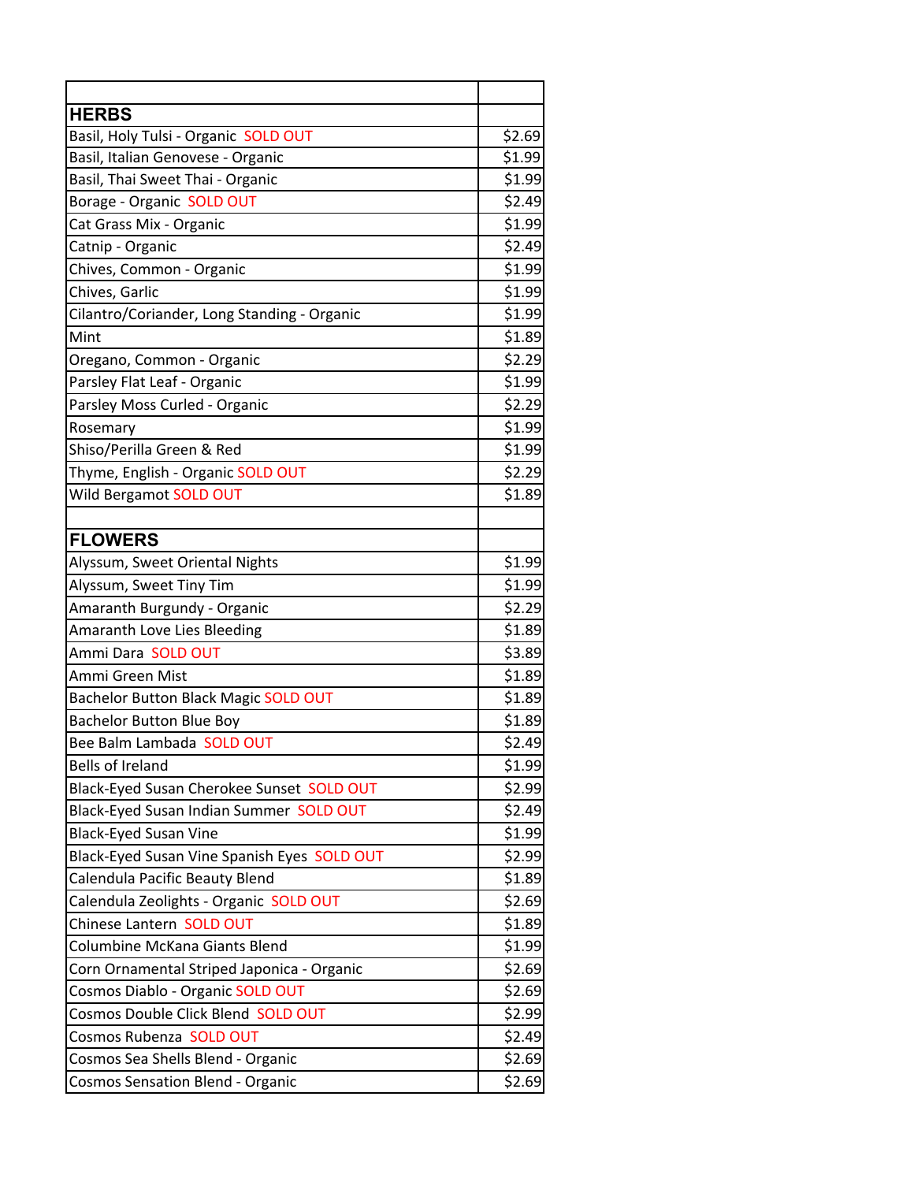| | |
|---|---|
| **HERBS** | |
| Basil, Holy Tulsi - Organic SOLD OUT | $2.69 |
| Basil, Italian Genovese - Organic | $1.99 |
| Basil, Thai Sweet Thai - Organic | $1.99 |
| Borage - Organic SOLD OUT | $2.49 |
| Cat Grass Mix - Organic | $1.99 |
| Catnip - Organic | $2.49 |
| Chives, Common - Organic | $1.99 |
| Chives, Garlic | $1.99 |
| Cilantro/Coriander, Long Standing - Organic | $1.99 |
| Mint | $1.89 |
| Oregano, Common - Organic | $2.29 |
| Parsley Flat Leaf - Organic | $1.99 |
| Parsley Moss Curled - Organic | $2.29 |
| Rosemary | $1.99 |
| Shiso/Perilla Green & Red | $1.99 |
| Thyme, English - Organic SOLD OUT | $2.29 |
| Wild Bergamot SOLD OUT | $1.89 |
| | |
| **FLOWERS** | |
| Alyssum, Sweet Oriental Nights | $1.99 |
| Alyssum, Sweet Tiny Tim | $1.99 |
| Amaranth Burgundy - Organic | $2.29 |
| Amaranth Love Lies Bleeding | $1.89 |
| Ammi Dara SOLD OUT | $3.89 |
| Ammi Green Mist | $1.89 |
| Bachelor Button Black Magic SOLD OUT | $1.89 |
| Bachelor Button Blue Boy | $1.89 |
| Bee Balm Lambada SOLD OUT | $2.49 |
| Bells of Ireland | $1.99 |
| Black-Eyed Susan Cherokee Sunset SOLD OUT | $2.99 |
| Black-Eyed Susan Indian Summer SOLD OUT | $2.49 |
| Black-Eyed Susan Vine | $1.99 |
| Black-Eyed Susan Vine Spanish Eyes SOLD OUT | $2.99 |
| Calendula Pacific Beauty Blend | $1.89 |
| Calendula Zeolights - Organic SOLD OUT | $2.69 |
| Chinese Lantern SOLD OUT | $1.89 |
| Columbine McKana Giants Blend | $1.99 |
| Corn Ornamental Striped Japonica - Organic | $2.69 |
| Cosmos Diablo - Organic SOLD OUT | $2.69 |
| Cosmos Double Click Blend SOLD OUT | $2.99 |
| Cosmos Rubenza SOLD OUT | $2.49 |
| Cosmos Sea Shells Blend - Organic | $2.69 |
| Cosmos Sensation Blend - Organic | $2.69 |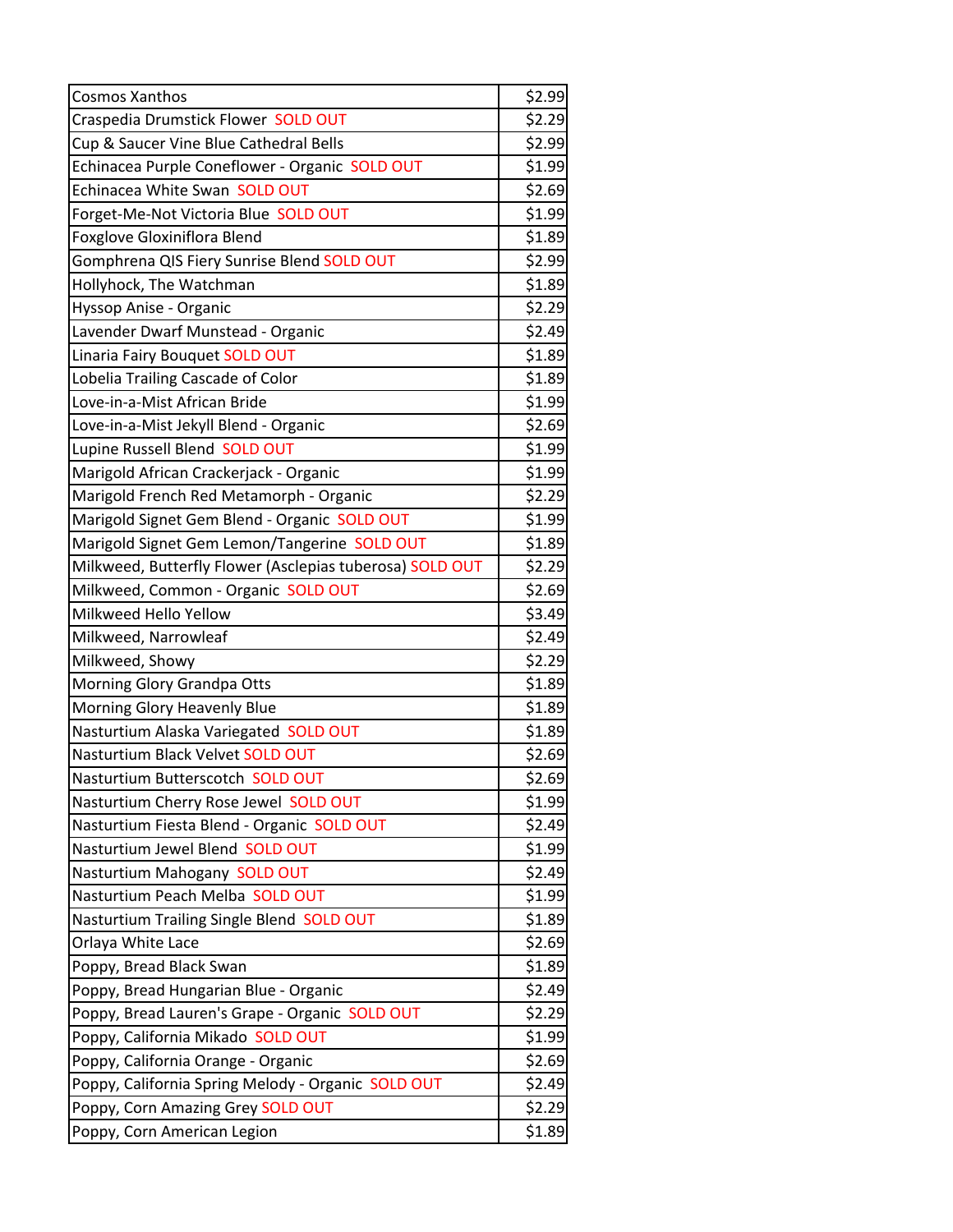| | |
|---|---|
| Cosmos Xanthos | $2.99 |
| Craspedia Drumstick Flower SOLD OUT | $2.29 |
| Cup & Saucer Vine Blue Cathedral Bells | $2.99 |
| Echinacea Purple Coneflower - Organic SOLD OUT | $1.99 |
| Echinacea White Swan SOLD OUT | $2.69 |
| Forget-Me-Not Victoria Blue SOLD OUT | $1.99 |
| Foxglove Gloxiniflora Blend | $1.89 |
| Gomphrena QIS Fiery Sunrise Blend SOLD OUT | $2.99 |
| Hollyhock, The Watchman | $1.89 |
| Hyssop Anise - Organic | $2.29 |
| Lavender Dwarf Munstead - Organic | $2.49 |
| Linaria Fairy Bouquet SOLD OUT | $1.89 |
| Lobelia Trailing Cascade of Color | $1.89 |
| Love-in-a-Mist African Bride | $1.99 |
| Love-in-a-Mist Jekyll Blend - Organic | $2.69 |
| Lupine Russell Blend SOLD OUT | $1.99 |
| Marigold African Crackerjack - Organic | $1.99 |
| Marigold French Red Metamorph - Organic | $2.29 |
| Marigold Signet Gem Blend - Organic SOLD OUT | $1.99 |
| Marigold Signet Gem Lemon/Tangerine SOLD OUT | $1.89 |
| Milkweed, Butterfly Flower (Asclepias tuberosa) SOLD OUT | $2.29 |
| Milkweed, Common - Organic SOLD OUT | $2.69 |
| Milkweed Hello Yellow | $3.49 |
| Milkweed, Narrowleaf | $2.49 |
| Milkweed, Showy | $2.29 |
| Morning Glory Grandpa Otts | $1.89 |
| Morning Glory Heavenly Blue | $1.89 |
| Nasturtium Alaska Variegated SOLD OUT | $1.89 |
| Nasturtium Black Velvet SOLD OUT | $2.69 |
| Nasturtium Butterscotch SOLD OUT | $2.69 |
| Nasturtium Cherry Rose Jewel SOLD OUT | $1.99 |
| Nasturtium Fiesta Blend - Organic SOLD OUT | $2.49 |
| Nasturtium Jewel Blend SOLD OUT | $1.99 |
| Nasturtium Mahogany SOLD OUT | $2.49 |
| Nasturtium Peach Melba SOLD OUT | $1.99 |
| Nasturtium Trailing Single Blend SOLD OUT | $1.89 |
| Orlaya White Lace | $2.69 |
| Poppy, Bread Black Swan | $1.89 |
| Poppy, Bread Hungarian Blue - Organic | $2.49 |
| Poppy, Bread Lauren's Grape - Organic SOLD OUT | $2.29 |
| Poppy, California Mikado SOLD OUT | $1.99 |
| Poppy, California Orange - Organic | $2.69 |
| Poppy, California Spring Melody - Organic SOLD OUT | $2.49 |
| Poppy, Corn Amazing Grey SOLD OUT | $2.29 |
| Poppy, Corn American Legion | $1.89 |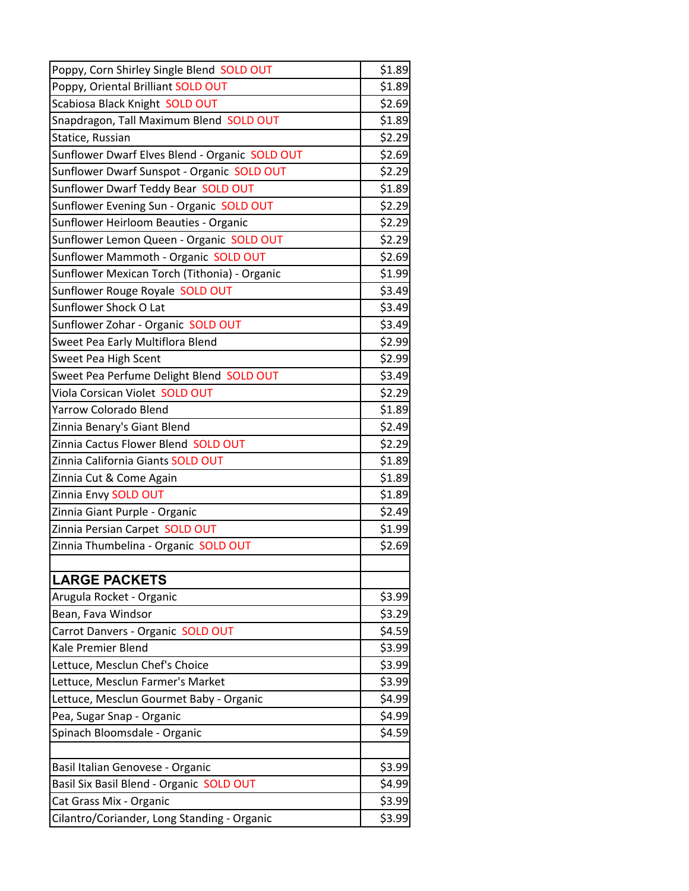| | |
|---|---|
| Poppy, Corn Shirley Single Blend  SOLD OUT | $1.89 |
| Poppy, Oriental Brilliant SOLD OUT | $1.89 |
| Scabiosa Black Knight  SOLD OUT | $2.69 |
| Snapdragon, Tall Maximum Blend  SOLD OUT | $1.89 |
| Statice, Russian | $2.29 |
| Sunflower Dwarf Elves Blend - Organic  SOLD OUT | $2.69 |
| Sunflower Dwarf Sunspot - Organic  SOLD OUT | $2.29 |
| Sunflower Dwarf Teddy Bear  SOLD OUT | $1.89 |
| Sunflower Evening Sun - Organic  SOLD OUT | $2.29 |
| Sunflower Heirloom Beauties - Organic | $2.29 |
| Sunflower Lemon Queen - Organic  SOLD OUT | $2.29 |
| Sunflower Mammoth - Organic  SOLD OUT | $2.69 |
| Sunflower Mexican Torch (Tithonia) - Organic | $1.99 |
| Sunflower Rouge Royale  SOLD OUT | $3.49 |
| Sunflower Shock O Lat | $3.49 |
| Sunflower Zohar - Organic  SOLD OUT | $3.49 |
| Sweet Pea Early Multiflora Blend | $2.99 |
| Sweet Pea High Scent | $2.99 |
| Sweet Pea Perfume Delight Blend  SOLD OUT | $3.49 |
| Viola Corsican Violet  SOLD OUT | $2.29 |
| Yarrow Colorado Blend | $1.89 |
| Zinnia Benary's Giant Blend | $2.49 |
| Zinnia Cactus Flower Blend  SOLD OUT | $2.29 |
| Zinnia California Giants SOLD OUT | $1.89 |
| Zinnia Cut & Come Again | $1.89 |
| Zinnia Envy SOLD OUT | $1.89 |
| Zinnia Giant Purple - Organic | $2.49 |
| Zinnia Persian Carpet  SOLD OUT | $1.99 |
| Zinnia Thumbelina - Organic  SOLD OUT | $2.69 |
| | |
| **LARGE PACKETS** | |
| Arugula Rocket - Organic | $3.99 |
| Bean, Fava Windsor | $3.29 |
| Carrot Danvers - Organic  SOLD OUT | $4.59 |
| Kale Premier Blend | $3.99 |
| Lettuce, Mesclun Chef's Choice | $3.99 |
| Lettuce, Mesclun Farmer's Market | $3.99 |
| Lettuce, Mesclun Gourmet Baby - Organic | $4.99 |
| Pea, Sugar Snap - Organic | $4.99 |
| Spinach Bloomsdale - Organic | $4.59 |
| | |
| Basil Italian Genovese - Organic | $3.99 |
| Basil Six Basil Blend - Organic  SOLD OUT | $4.99 |
| Cat Grass Mix - Organic | $3.99 |
| Cilantro/Coriander, Long Standing - Organic | $3.99 |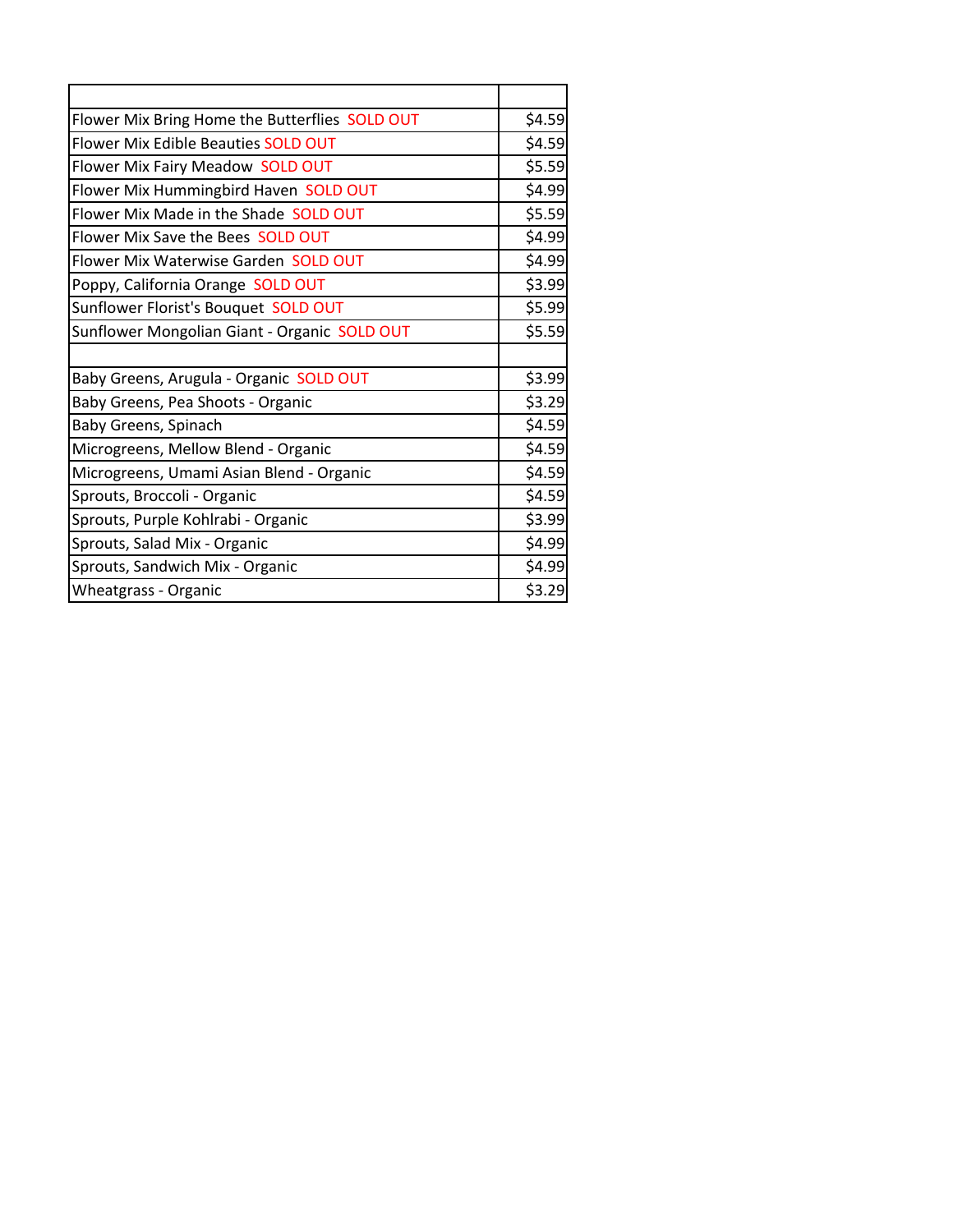| | |
|---|---|
| Flower Mix Bring Home the Butterflies SOLD OUT | $4.59 |
| Flower Mix Edible Beauties SOLD OUT | $4.59 |
| Flower Mix Fairy Meadow SOLD OUT | $5.59 |
| Flower Mix Hummingbird Haven SOLD OUT | $4.99 |
| Flower Mix Made in the Shade SOLD OUT | $5.59 |
| Flower Mix Save the Bees SOLD OUT | $4.99 |
| Flower Mix Waterwise Garden SOLD OUT | $4.99 |
| Poppy, California Orange SOLD OUT | $3.99 |
| Sunflower Florist's Bouquet SOLD OUT | $5.99 |
| Sunflower Mongolian Giant - Organic SOLD OUT | $5.59 |
| | |
| Baby Greens, Arugula - Organic SOLD OUT | $3.99 |
| Baby Greens, Pea Shoots - Organic | $3.29 |
| Baby Greens, Spinach | $4.59 |
| Microgreens, Mellow Blend - Organic | $4.59 |
| Microgreens, Umami Asian Blend - Organic | $4.59 |
| Sprouts, Broccoli - Organic | $4.59 |
| Sprouts, Purple Kohlrabi - Organic | $3.99 |
| Sprouts, Salad Mix - Organic | $4.99 |
| Sprouts, Sandwich Mix - Organic | $4.99 |
| Wheatgrass - Organic | $3.29 |